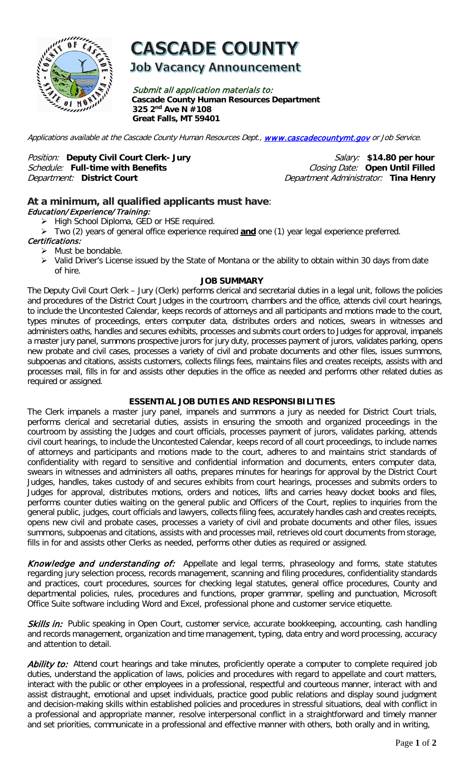# CASCADE COUNTY

## Job Vacancy Announcement

*Submit all application materials to:*
**Cascade County Human Resources Department**
**325 2nd Ave N #108**
**Great Falls, MT 59401**

*Applications available at the Cascade County Human Resources Dept., [www.cascadecountymt.gov](http://www.cascadecountymt.gov) or Job Service.*

*Position:* **Deputy Civil Court Clerk- Jury**
*Salary:* **$14.80 per hour**
*Schedule:* **Full-time with Benefits**
*Closing Date:* **Open Until Filled**
*Department:* **District Court**
*Department Administrator:* **Tina Henry**

## At a minimum, all qualified applicants must have:

***Education/Experience/Training:***

- High School Diploma, GED or HSE required.
- Two (2) years of general office experience required **and** one (1) year legal experience preferred.

***Certifications:***

- Must be bondable.
- Valid Driver's License issued by the State of Montana or the ability to obtain within 30 days from date of hire.

### JOB SUMMARY

The Deputy Civil Court Clerk – Jury (Clerk) performs clerical and secretarial duties in a legal unit, follows the policies and procedures of the District Court Judges in the courtroom, chambers and the office, attends civil court hearings, to include the Uncontested Calendar, keeps records of attorneys and all participants and motions made to the court, types minutes of proceedings, enters computer data, distributes orders and notices, swears in witnesses and administers oaths, handles and secures exhibits, processes and submits court orders to Judges for approval, impanels a master jury panel, summons prospective jurors for jury duty, processes payment of jurors, validates parking, opens new probate and civil cases, processes a variety of civil and probate documents and other files, issues summons, subpoenas and citations, assists customers, collects filings fees, maintains files and creates receipts, assists with and processes mail, fills in for and assists other deputies in the office as needed and performs other related duties as required or assigned.

### ESSENTIAL JOB DUTIES AND RESPONSIBILITIES

The Clerk impanels a master jury panel, impanels and summons a jury as needed for District Court trials, performs clerical and secretarial duties, assists in ensuring the smooth and organized proceedings in the courtroom by assisting the Judges and court officials, processes payment of jurors, validates parking, attends civil court hearings, to include the Uncontested Calendar, keeps record of all court proceedings, to include names of attorneys and participants and motions made to the court, adheres to and maintains strict standards of confidentiality with regard to sensitive and confidential information and documents, enters computer data, swears in witnesses and administers all oaths, prepares minutes for hearings for approval by the District Court Judges, handles, takes custody of and secures exhibits from court hearings, processes and submits orders to Judges for approval, distributes motions, orders and notices, lifts and carries heavy docket books and files, performs counter duties waiting on the general public and Officers of the Court, replies to inquiries from the general public, judges, court officials and lawyers, collects filing fees, accurately handles cash and creates receipts, opens new civil and probate cases, processes a variety of civil and probate documents and other files, issues summons, subpoenas and citations, assists with and processes mail, retrieves old court documents from storage, fills in for and assists other Clerks as needed, performs other duties as required or assigned.

***Knowledge and understanding of:*** Appellate and legal terms, phraseology and forms, state statutes regarding jury selection process, records management, scanning and filing procedures, confidentiality standards and practices, court procedures, sources for checking legal statutes, general office procedures, County and departmental policies, rules, procedures and functions, proper grammar, spelling and punctuation, Microsoft Office Suite software including Word and Excel, professional phone and customer service etiquette.

***Skills in:*** Public speaking in Open Court, customer service, accurate bookkeeping, accounting, cash handling and records management, organization and time management, typing, data entry and word processing, accuracy and attention to detail.

***Ability to:*** Attend court hearings and take minutes, proficiently operate a computer to complete required job duties, understand the application of laws, policies and procedures with regard to appellate and court matters, interact with the public or other employees in a professional, respectful and courteous manner, interact with and assist distraught, emotional and upset individuals, practice good public relations and display sound judgment and decision-making skills within established policies and procedures in stressful situations, deal with conflict in a professional and appropriate manner, resolve interpersonal conflict in a straightforward and timely manner and set priorities, communicate in a professional and effective manner with others, both orally and in writing,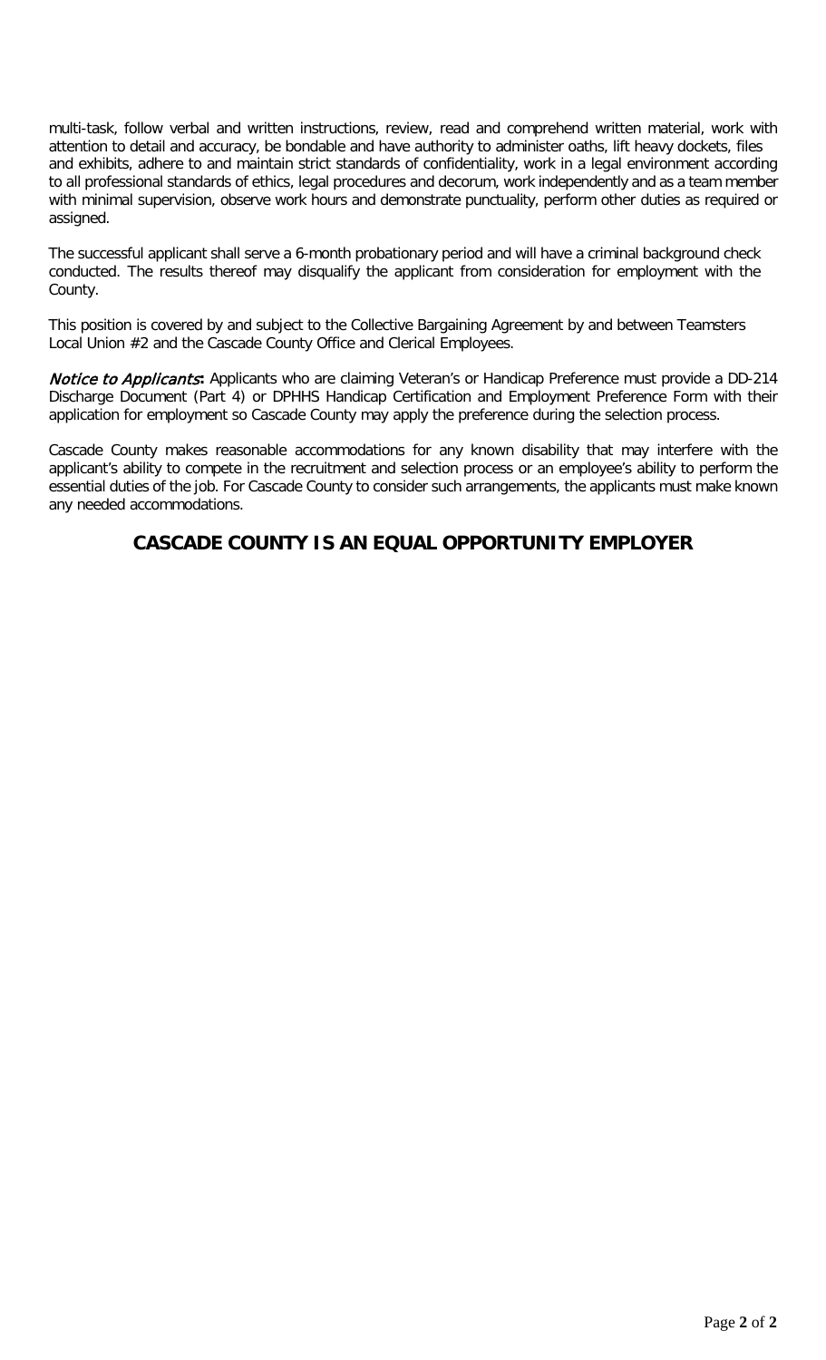multi-task, follow verbal and written instructions, review, read and comprehend written material, work with attention to detail and accuracy, be bondable and have authority to administer oaths, lift heavy dockets, files and exhibits, adhere to and maintain strict standards of confidentiality, work in a legal environment according to all professional standards of ethics, legal procedures and decorum, work independently and as a team member with minimal supervision, observe work hours and demonstrate punctuality, perform other duties as required or assigned.

The successful applicant shall serve a 6-month probationary period and will have a criminal background check conducted. The results thereof may disqualify the applicant from consideration for employment with the County.

This position is covered by and subject to the Collective Bargaining Agreement by and between Teamsters Local Union #2 and the Cascade County Office and Clerical Employees.

***Notice to Applicants*:** Applicants who are claiming Veteran's or Handicap Preference must provide a DD-214 Discharge Document (Part 4) or DPHHS Handicap Certification and Employment Preference Form with their application for employment so Cascade County may apply the preference during the selection process.

Cascade County makes reasonable accommodations for any known disability that may interfere with the applicant's ability to compete in the recruitment and selection process or an employee's ability to perform the essential duties of the job. For Cascade County to consider such arrangements, the applicants must make known any needed accommodations.

## CASCADE COUNTY IS AN EQUAL OPPORTUNITY EMPLOYER